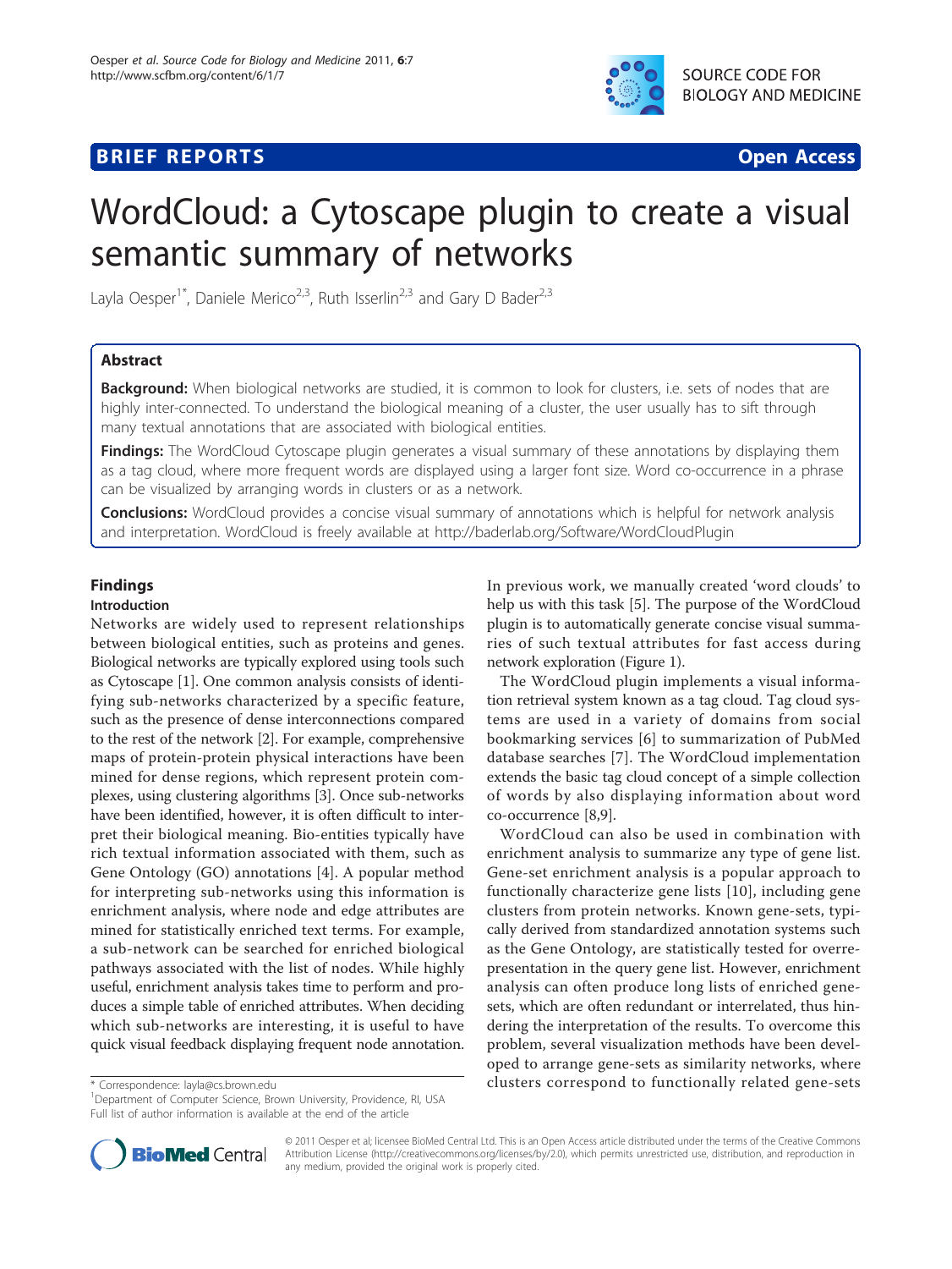**BRIEF REPORTS** **Open Access**

# WordCloud: a Cytoscape plugin to create a visual semantic summary of networks

Layla Oesper[1*], Daniele Merico[2,3], Ruth Isserlin[2,3] and Gary D Bader[2,3]

## Abstract

**Background:** When biological networks are studied, it is common to look for clusters, i.e. sets of nodes that are highly inter-connected. To understand the biological meaning of a cluster, the user usually has to sift through many textual annotations that are associated with biological entities.

**Findings:** The WordCloud Cytoscape plugin generates a visual summary of these annotations by displaying them as a tag cloud, where more frequent words are displayed using a larger font size. Word co-occurrence in a phrase can be visualized by arranging words in clusters or as a network.

**Conclusions:** WordCloud provides a concise visual summary of annotations which is helpful for network analysis and interpretation. WordCloud is freely available at http://baderlab.org/Software/WordCloudPlugin

## Findings

### Introduction

Networks are widely used to represent relationships between biological entities, such as proteins and genes. Biological networks are typically explored using tools such as Cytoscape [1]. One common analysis consists of identifying sub-networks characterized by a specific feature, such as the presence of dense interconnections compared to the rest of the network [2]. For example, comprehensive maps of protein-protein physical interactions have been mined for dense regions, which represent protein complexes, using clustering algorithms [3]. Once sub-networks have been identified, however, it is often difficult to interpret their biological meaning. Bio-entities typically have rich textual information associated with them, such as Gene Ontology (GO) annotations [4]. A popular method for interpreting sub-networks using this information is enrichment analysis, where node and edge attributes are mined for statistically enriched text terms. For example, a sub-network can be searched for enriched biological pathways associated with the list of nodes. While highly useful, enrichment analysis takes time to perform and produces a simple table of enriched attributes. When deciding which sub-networks are interesting, it is useful to have quick visual feedback displaying frequent node annotation.

In previous work, we manually created 'word clouds' to help us with this task [5]. The purpose of the WordCloud plugin is to automatically generate concise visual summaries of such textual attributes for fast access during network exploration (Figure 1).

The WordCloud plugin implements a visual information retrieval system known as a tag cloud. Tag cloud systems are used in a variety of domains from social bookmarking services [6] to summarization of PubMed database searches [7]. The WordCloud implementation extends the basic tag cloud concept of a simple collection of words by also displaying information about word co-occurrence [8,9].

WordCloud can also be used in combination with enrichment analysis to summarize any type of gene list. Gene-set enrichment analysis is a popular approach to functionally characterize gene lists [10], including gene clusters from protein networks. Known gene-sets, typically derived from standardized annotation systems such as the Gene Ontology, are statistically tested for overrepresentation in the query gene list. However, enrichment analysis can often produce long lists of enriched gene-sets, which are often redundant or interrelated, thus hindering the interpretation of the results. To overcome this problem, several visualization methods have been developed to arrange gene-sets as similarity networks, where clusters correspond to functionally related gene-sets

\* Correspondence: layla@cs.brown.edu
[1]Department of Computer Science, Brown University, Providence, RI, USA
Full list of author information is available at the end of the article

© 2011 Oesper et al; licensee BioMed Central Ltd. This is an Open Access article distributed under the terms of the Creative Commons Attribution License (http://creativecommons.org/licenses/by/2.0), which permits unrestricted use, distribution, and reproduction in any medium, provided the original work is properly cited.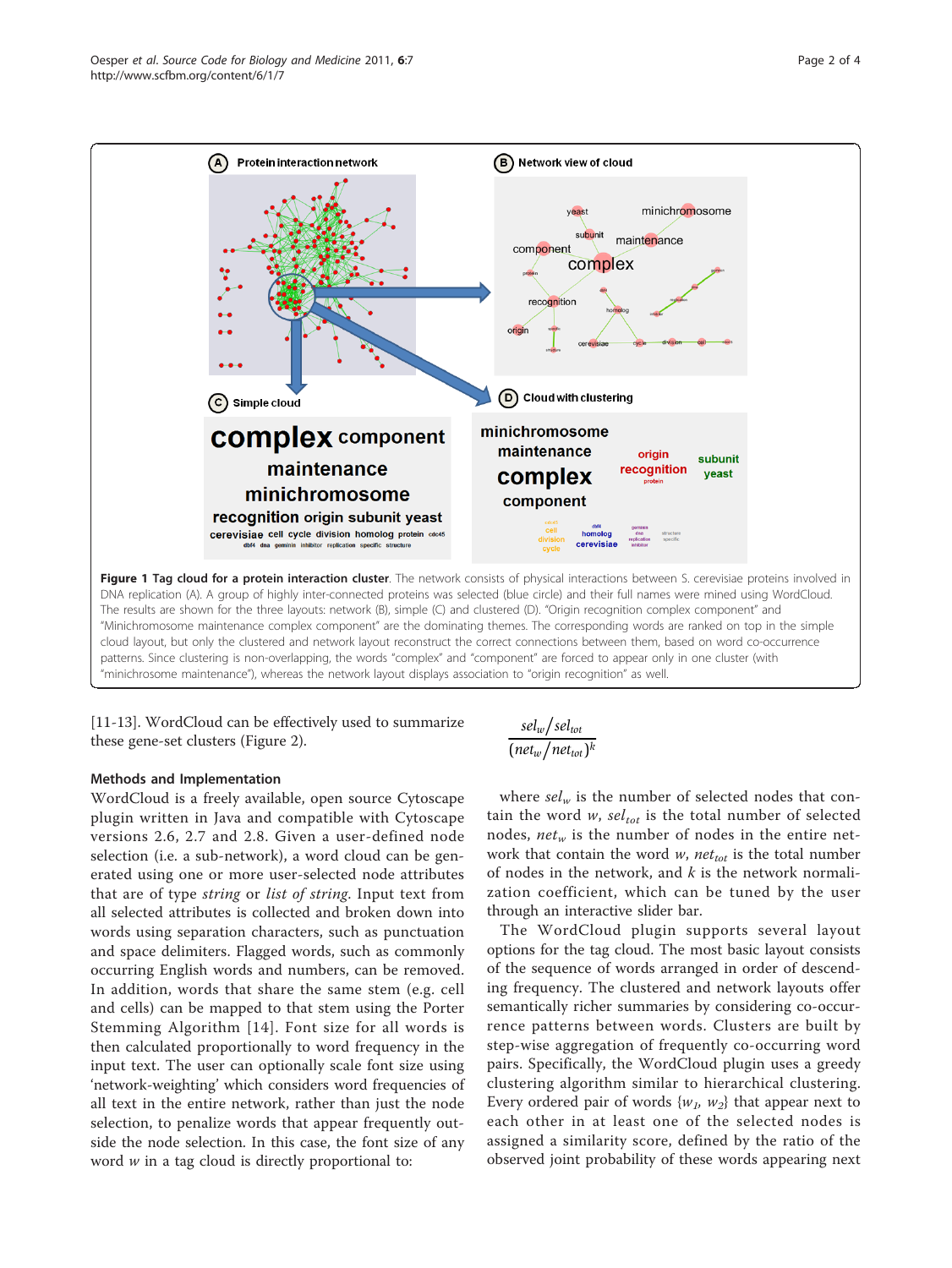**Figure 1 Tag cloud for a protein interaction cluster**. The network consists of physical interactions between S. cerevisiae proteins involved in DNA replication (A). A group of highly inter-connected proteins was selected (blue circle) and their full names were mined using WordCloud. The results are shown for the three layouts: network (B), simple (C) and clustered (D). "Origin recognition complex component" and "Minichromosome maintenance complex component" are the dominating themes. The corresponding words are ranked on top in the simple cloud layout, but only the clustered and network layout reconstruct the correct connections between them, based on word co-occurrence patterns. Since clustering is non-overlapping, the words "complex" and "component" are forced to appear only in one cluster (with "minichrosome maintenance"), whereas the network layout displays association to "origin recognition" as well.

[11-13]. WordCloud can be effectively used to summarize these gene-set clusters (Figure 2).

## Methods and Implementation

WordCloud is a freely available, open source Cytoscape plugin written in Java and compatible with Cytoscape versions 2.6, 2.7 and 2.8. Given a user-defined node selection (i.e. a sub-network), a word cloud can be generated using one or more user-selected node attributes that are of type *string* or *list of string*. Input text from all selected attributes is collected and broken down into words using separation characters, such as punctuation and space delimiters. Flagged words, such as commonly occurring English words and numbers, can be removed. In addition, words that share the same stem (e.g. cell and cells) can be mapped to that stem using the Porter Stemming Algorithm [14]. Font size for all words is then calculated proportionally to word frequency in the input text. The user can optionally scale font size using 'network-weighting' which considers word frequencies of all text in the entire network, rather than just the node selection, to penalize words that appear frequently outside the node selection. In this case, the font size of any word $w$ in a tag cloud is directly proportional to:

$$\frac{sel_w / sel_{tot}}{(net_w / net_{tot})^k}$$

where $sel_w$ is the number of selected nodes that contain the word $w$, $sel_{tot}$ is the total number of selected nodes, $net_w$ is the number of nodes in the entire network that contain the word $w$, $net_{tot}$ is the total number of nodes in the network, and $k$ is the network normalization coefficient, which can be tuned by the user through an interactive slider bar.

The WordCloud plugin supports several layout options for the tag cloud. The most basic layout consists of the sequence of words arranged in order of descending frequency. The clustered and network layouts offer semantically richer summaries by considering co-occurrence patterns between words. Clusters are built by step-wise aggregation of frequently co-occurring word pairs. Specifically, the WordCloud plugin uses a greedy clustering algorithm similar to hierarchical clustering. Every ordered pair of words $\{w_1, w_2\}$ that appear next to each other in at least one of the selected nodes is assigned a similarity score, defined by the ratio of the observed joint probability of these words appearing next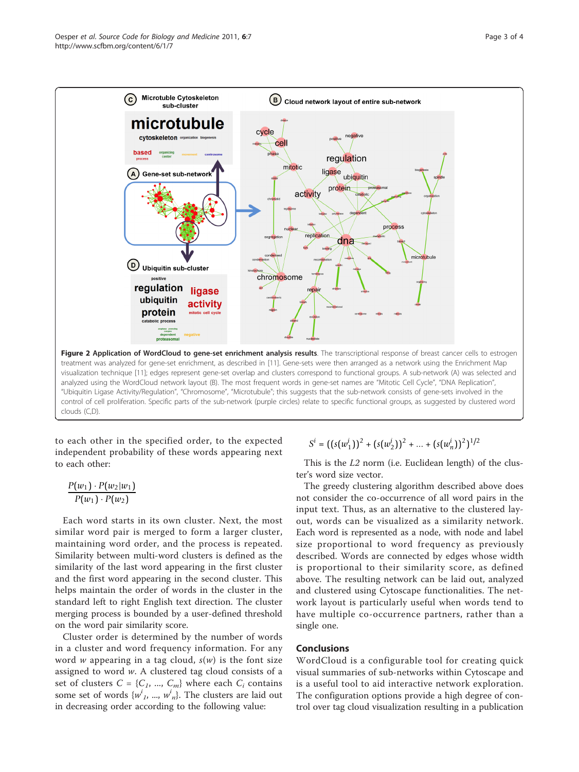**Figure 2 Application of WordCloud to gene-set enrichment analysis results**. The transcriptional response of breast cancer cells to estrogen treatment was analyzed for gene-set enrichment, as described in [11]. Gene-sets were then arranged as a network using the Enrichment Map visualization technique [11]; edges represent gene-set overlap and clusters correspond to functional groups. A sub-network (A) was selected and analyzed using the WordCloud network layout (B). The most frequent words in gene-set names are "Mitotic Cell Cycle", "DNA Replication", "Ubiquitin Ligase Activity/Regulation", "Chromosome", "Microtubule"; this suggests that the sub-network consists of gene-sets involved in the control of cell proliferation. Specific parts of the sub-network (purple circles) relate to specific functional groups, as suggested by clustered word clouds (C,D).

to each other in the specified order, to the expected independent probability of these words appearing next to each other:

$$\frac{P(w_1) \cdot P(w_2|w_1)}{P(w_1) \cdot P(w_2)}$$

Each word starts in its own cluster. Next, the most similar word pair is merged to form a larger cluster, maintaining word order, and the process is repeated. Similarity between multi-word clusters is defined as the similarity of the last word appearing in the first cluster and the first word appearing in the second cluster. This helps maintain the order of words in the cluster in the standard left to right English text direction. The cluster merging process is bounded by a user-defined threshold on the word pair similarity score.

Cluster order is determined by the number of words in a cluster and word frequency information. For any word $w$ appearing in a tag cloud, $s(w)$ is the font size assigned to word $w$. A clustered tag cloud consists of a set of clusters $C = \{C_1, ..., C_m\}$ where each $C_i$ contains some set of words $\{w^i_1, ..., w^i_n\}$. The clusters are laid out in decreasing order according to the following value:

$$S^i = ((s(w^i_1))^2 + (s(w^i_2))^2 + ... + (s(w^i_n))^2)^{1/2}$$

This is the $L2$ norm (i.e. Euclidean length) of the cluster's word size vector.

The greedy clustering algorithm described above does not consider the co-occurrence of all word pairs in the input text. Thus, as an alternative to the clustered layout, words can be visualized as a similarity network. Each word is represented as a node, with node and label size proportional to word frequency as previously described. Words are connected by edges whose width is proportional to their similarity score, as defined above. The resulting network can be laid out, analyzed and clustered using Cytoscape functionalities. The network layout is particularly useful when words tend to have multiple co-occurrence partners, rather than a single one.

## Conclusions

WordCloud is a configurable tool for creating quick visual summaries of sub-networks within Cytoscape and is a useful tool to aid interactive network exploration. The configuration options provide a high degree of control over tag cloud visualization resulting in a publication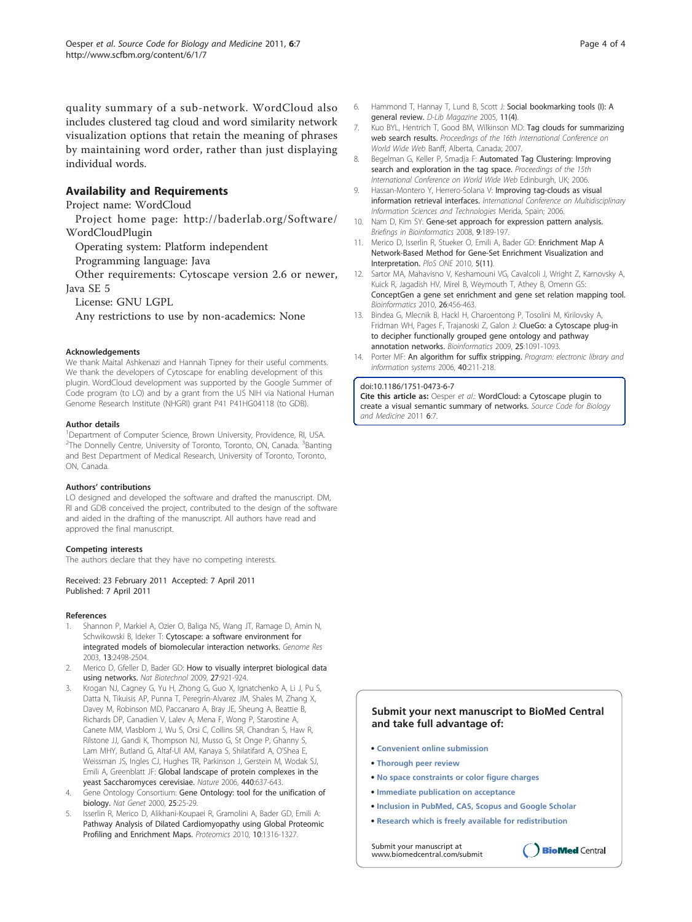quality summary of a sub-network. WordCloud also includes clustered tag cloud and word similarity network visualization options that retain the meaning of phrases by maintaining word order, rather than just displaying individual words.

## Availability and Requirements

Project name: WordCloud

Project home page: http://baderlab.org/Software/WordCloudPlugin

Operating system: Platform independent

Programming language: Java

Other requirements: Cytoscape version 2.6 or newer, Java SE 5

License: GNU LGPL

Any restrictions to use by non-academics: None

#### Acknowledgements

We thank Maital Ashkenazi and Hannah Tipney for their useful comments. We thank the developers of Cytoscape for enabling development of this plugin. WordCloud development was supported by the Google Summer of Code program (to LO) and by a grant from the US NIH via National Human Genome Research Institute (NHGRI) grant P41 P41HG04118 (to GDB).

#### Author details

[1]Department of Computer Science, Brown University, Providence, RI, USA. [2]The Donnelly Centre, University of Toronto, Toronto, ON, Canada. [3]Banting and Best Department of Medical Research, University of Toronto, Toronto, ON, Canada.

#### Authors' contributions

LO designed and developed the software and drafted the manuscript. DM, RI and GDB conceived the project, contributed to the design of the software and aided in the drafting of the manuscript. All authors have read and approved the final manuscript.

#### Competing interests

The authors declare that they have no competing interests.

Received: 23 February 2011 Accepted: 7 April 2011
Published: 7 April 2011

#### References

1. Shannon P, Markiel A, Ozier O, Baliga NS, Wang JT, Ramage D, Amin N, Schwikowski B, Ideker T: **Cytoscape: a software environment for integrated models of biomolecular interaction networks.** *Genome Res* 2003, **13**:2498-2504.
2. Merico D, Gfeller D, Bader GD: **How to visually interpret biological data using networks.** *Nat Biotechnol* 2009, **27**:921-924.
3. Krogan NJ, Cagney G, Yu H, Zhong G, Guo X, Ignatchenko A, Li J, Pu S, Datta N, Tikuisis AP, Punna T, Peregrín-Alvarez JM, Shales M, Zhang X, Davey M, Robinson MD, Paccanaro A, Bray JE, Sheung A, Beattie B, Richards DP, Canadien V, Lalev A, Mena F, Wong P, Starostine A, Canete MM, Vlasblom J, Wu S, Orsi C, Collins SR, Chandran S, Haw R, Rilstone JJ, Gandi K, Thompson NJ, Musso G, St Onge P, Ghanny S, Lam MHY, Butland G, Altaf-Ul AM, Kanaya S, Shilatifard A, O'Shea E, Weissman JS, Ingles CJ, Hughes TR, Parkinson J, Gerstein M, Wodak SJ, Emili A, Greenblatt JF: **Global landscape of protein complexes in the yeast Saccharomyces cerevisiae.** *Nature* 2006, **440**:637-643.
4. Gene Ontology Consortium: **Gene Ontology: tool for the unification of biology.** *Nat Genet* 2000, **25**:25-29.
5. Isserlin R, Merico D, Alikhani-Koupaei R, Gramolini A, Bader GD, Emili A: **Pathway Analysis of Dilated Cardiomyopathy using Global Proteomic Profiling and Enrichment Maps.** *Proteomics* 2010, **10**:1316-1327.
6. Hammond T, Hannay T, Lund B, Scott J: **Social bookmarking tools (I): A general review.** *D-Lib Magazine* 2005, **11(4)**.
7. Kuo BYL, Hentrich T, Good BM, Wilkinson MD: **Tag clouds for summarizing web search results.** *Proceedings of the 16th International Conference on World Wide Web* Banff, Alberta, Canada; 2007.
8. Begelman G, Keller P, Smadja F: **Automated Tag Clustering: Improving search and exploration in the tag space.** *Proceedings of the 15th International Conference on World Wide Web* Edinburgh, UK; 2006.
9. Hassan-Montero Y, Herrero-Solana V: **Improving tag-clouds as visual information retrieval interfaces.** *International Conference on Multidisciplinary Information Sciences and Technologies* Merida, Spain; 2006.
10. Nam D, Kim SY: **Gene-set approach for expression pattern analysis.** *Briefings in Bioinformatics* 2008, **9**:189-197.
11. Merico D, Isserlin R, Stueker O, Emili A, Bader GD: **Enrichment Map A Network-Based Method for Gene-Set Enrichment Visualization and Interpretation.** *PloS ONE* 2010, **5(11)**.
12. Sartor MA, Mahavisno V, Keshamouni VG, Cavalcoli J, Wright Z, Karnovsky A, Kuick R, Jagadish HV, Mirel B, Weymouth T, Athey B, Omenn GS: **ConceptGen a gene set enrichment and gene set relation mapping tool.** *Bioinformatics* 2010, **26**:456-463.
13. Bindea G, Mlecnik B, Hackl H, Charoentong P, Tosolini M, Kirilovsky A, Fridman WH, Pages F, Trajanoski Z, Galon J: **ClueGo: a Cytoscape plug-in to decipher functionally grouped gene ontology and pathway annotation networks.** *Bioinformatics* 2009, **25**:1091-1093.
14. Porter MF: **An algorithm for suffix stripping.** *Program: electronic library and information systems* 2006, **40**:211-218.

doi:10.1186/1751-0473-6-7
**Cite this article as:** Oesper *et al.*: WordCloud: a Cytoscape plugin to create a visual semantic summary of networks. *Source Code for Biology and Medicine* 2011 **6**:7.

**Submit your next manuscript to BioMed Central and take full advantage of:**

- Convenient online submission
- Thorough peer review
- No space constraints or color figure charges
- Immediate publication on acceptance
- Inclusion in PubMed, CAS, Scopus and Google Scholar
- Research which is freely available for redistribution

Submit your manuscript at www.biomedcentral.com/submit

BioMed Central